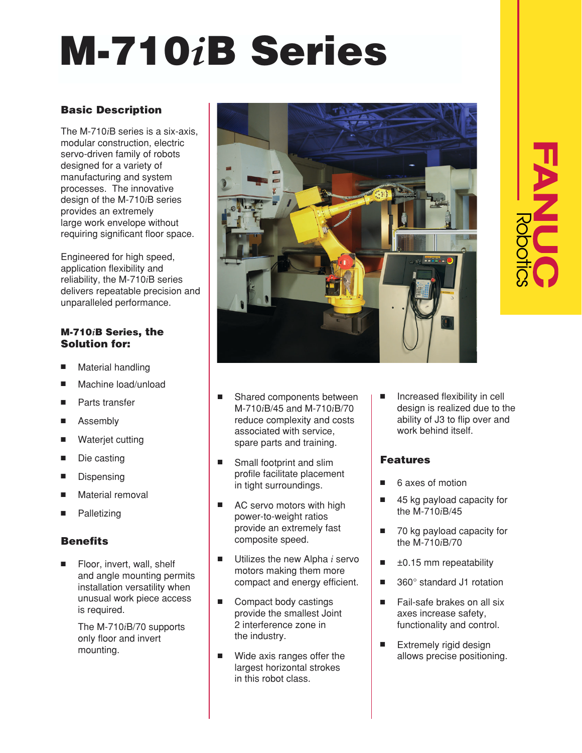# M-710*i*B Series

## Basic Description

The M-710*i*B series is a six-axis, modular construction, electric servo-driven family of robots designed for a variety of manufacturing and system processes. The innovative design of the M-710*i*B series provides an extremely large work envelope without requiring significant floor space.

Engineered for high speed, application flexibility and reliability, the M-710*i*B series delivers repeatable precision and unparalleled performance.

### M-710*i*B Series, the Solution for:

- Material handling
- Machine load/unload
- Parts transfer
- Assembly
- Waterjet cutting
- Die casting
- Dispensing
- Material removal
- Palletizing

## Benefits

- Floor, invert, wall, shelf and angle mounting permits installation versatility when unusual work piece access is required.

  The M-710*i*B/70 supports only floor and invert mounting.

- Shared components between M-710*i*B/45 and M-710*i*B/70 reduce complexity and costs associated with service, spare parts and training.
- Small footprint and slim profile facilitate placement in tight surroundings.
- AC servo motors with high power-to-weight ratios provide an extremely fast composite speed.
- Utilizes the new Alpha *i* servo motors making them more compact and energy efficient.
- Compact body castings provide the smallest Joint 2 interference zone in the industry.
- Wide axis ranges offer the largest horizontal strokes in this robot class.
- Increased flexibility in cell design is realized due to the ability of J3 to flip over and work behind itself.

## Features

- 6 axes of motion
- 45 kg payload capacity for the M-710*i*B/45
- 70 kg payload capacity for the M-710*i*B/70
- ±0.15 mm repeatability
- 360° standard J1 rotation
- Fail-safe brakes on all six axes increase safety, functionality and control.
- Extremely rigid design allows precise positioning.

**FANUC** Robotics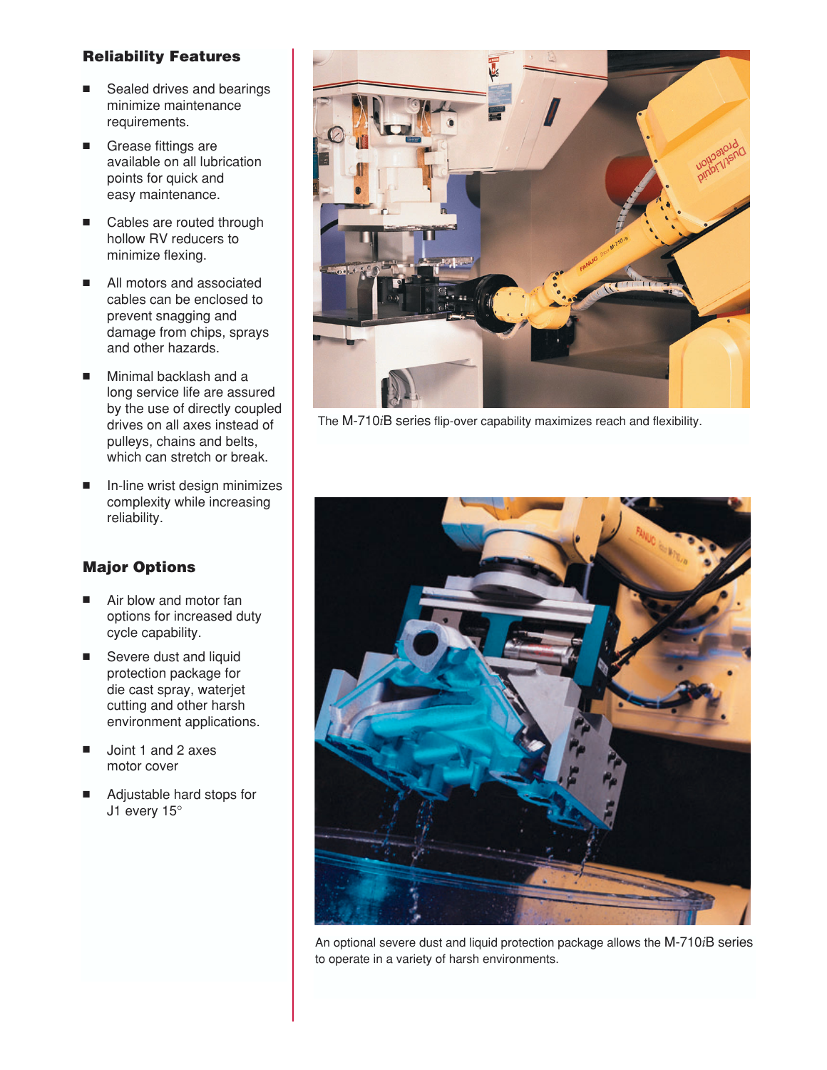## Reliability Features

- Sealed drives and bearings minimize maintenance requirements.
- Grease fittings are available on all lubrication points for quick and easy maintenance.
- Cables are routed through hollow RV reducers to minimize flexing.
- All motors and associated cables can be enclosed to prevent snagging and damage from chips, sprays and other hazards.
- Minimal backlash and a long service life are assured by the use of directly coupled drives on all axes instead of pulleys, chains and belts, which can stretch or break.
- In-line wrist design minimizes complexity while increasing reliability.

## Major Options

- Air blow and motor fan options for increased duty cycle capability.
- Severe dust and liquid protection package for die cast spray, waterjet cutting and other harsh environment applications.
- Joint 1 and 2 axes motor cover
- Adjustable hard stops for J1 every 15°

The M-710*i*B series flip-over capability maximizes reach and flexibility.

An optional severe dust and liquid protection package allows the M-710*i*B series to operate in a variety of harsh environments.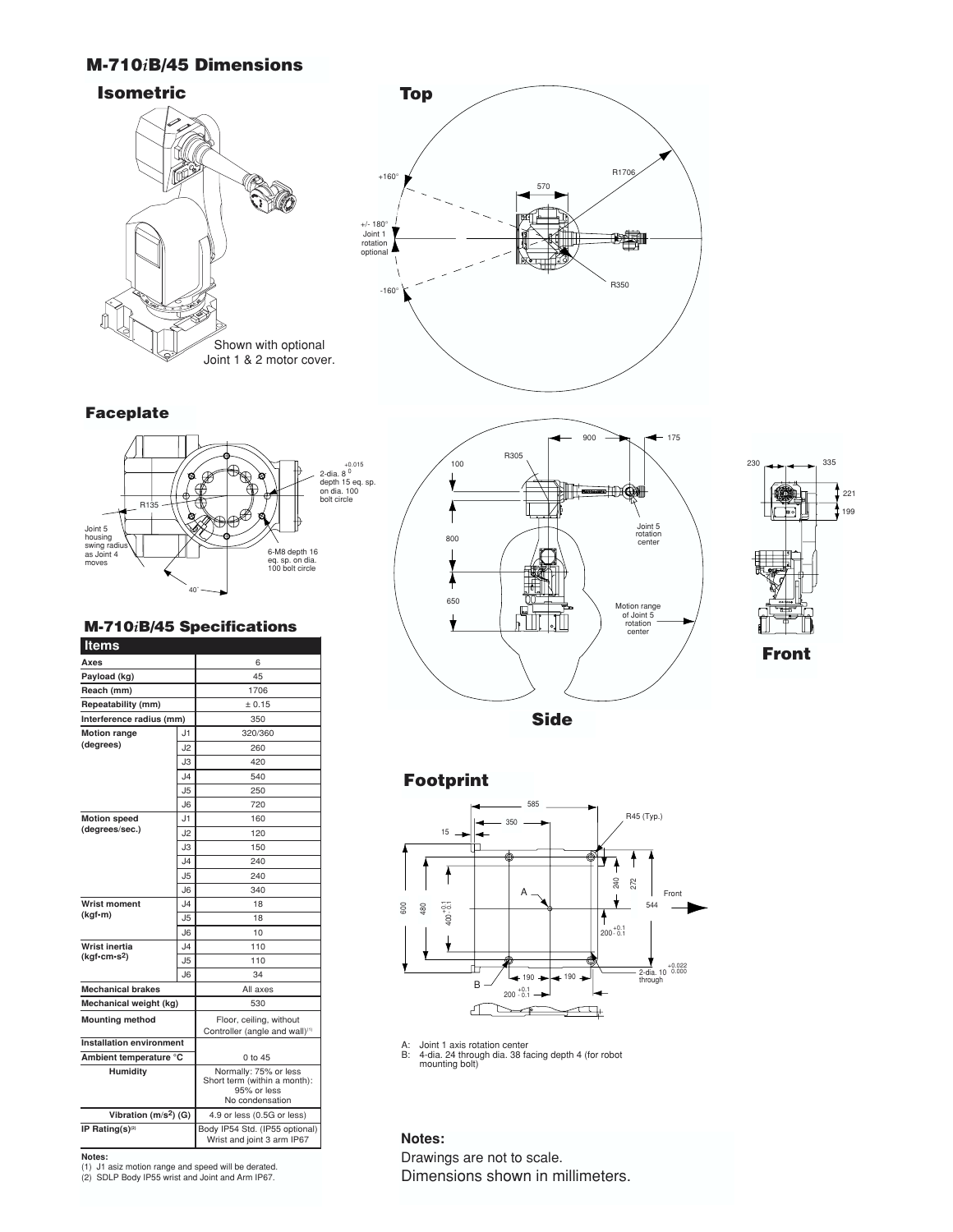# M-710*i*B/45 Dimensions

## Isometric

Shown with optional Joint 1 & 2 motor cover.

## Top

+160°

570

R1706

+/- 180° Joint 1 rotation optional

R350

-160°

## Faceplate

R135

2-dia. 8 $^{+0.015}_{0}$ depth 15 eq. sp. on dia. 100 bolt circle

Joint 5 housing swing radius as Joint 4 moves

6-M8 depth 16 eq. sp. on dia. 100 bolt circle

40°

## Side

900

175

R305

100

800

650

Joint 5 rotation center

Motion range of Joint 5 rotation center

## Front

230

335

221

199

## M-710*i*B/45 Specifications

| Items | | |
|---|---|---|
| Axes | | 6 |
| Payload (kg) | | 45 |
| Reach (mm) | | 1706 |
| Repeatability (mm) | | ± 0.15 |
| Interference radius (mm) | | 350 |
| Motion range (degrees) | J1 | 320/360 |
| | J2 | 260 |
| | J3 | 420 |
| | J4 | 540 |
| | J5 | 250 |
| | J6 | 720 |
| Motion speed (degrees/sec.) | J1 | 160 |
| | J2 | 120 |
| | J3 | 150 |
| | J4 | 240 |
| | J5 | 240 |
| | J6 | 340 |
| Wrist moment (kgf•m) | J4 | 18 |
| | J5 | 18 |
| | J6 | 10 |
| Wrist inertia (kgf•cm•s$^2$) | J4 | 110 |
| | J5 | 110 |
| | J6 | 34 |
| Mechanical brakes | | All axes |
| Mechanical weight (kg) | | 530 |
| Mounting method | | Floor, ceiling, without Controller (angle and wall)[1] |
| Installation environment | | |
| Ambient temperature °C | | 0 to 45 |
| Humidity | | Normally: 75% or less Short term (within a month): 95% or less No condensation |
| Vibration (m/s$^2$) (G) | | 4.9 or less (0.5G or less) |
| IP Rating(s)[2] | | Body IP54 Std. (IP55 optional) Wrist and joint 3 arm IP67 |

**Notes:**
(1) J1 asiz motion range and speed will be derated.
(2) SDLP Body IP55 wrist and Joint and Arm IP67.

## Footprint

585

350

15

R45 (Typ.)

240

272

Front

600

480

400 $^{+0.1}_{-0.1}$

A

544

200 $^{+0.1}_{-0.1}$

190

190

B

200 $^{+0.1}_{-0.1}$

2-dia. 10 $^{+0.022}_{0.000}$ through

A: Joint 1 axis rotation center
B: 4-dia. 24 through dia. 38 facing depth 4 (for robot mounting bolt)

**Notes:**

Drawings are not to scale.
Dimensions shown in millimeters.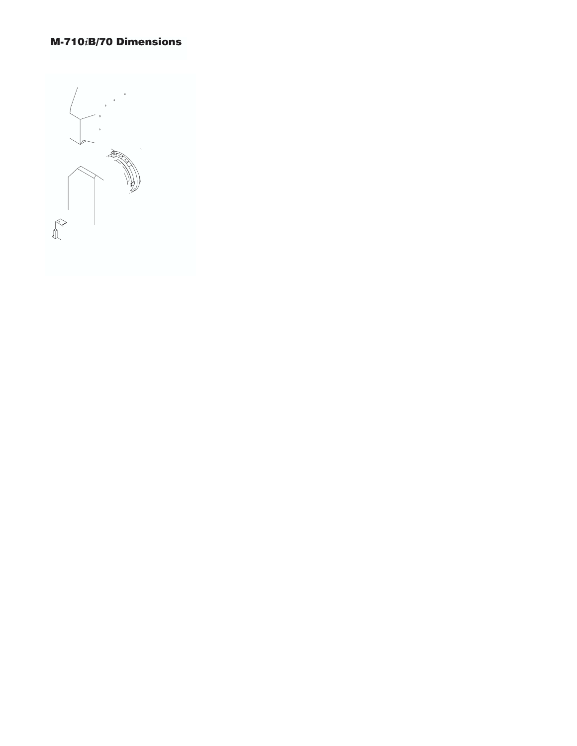# M-710*i*B/70 Dimensions